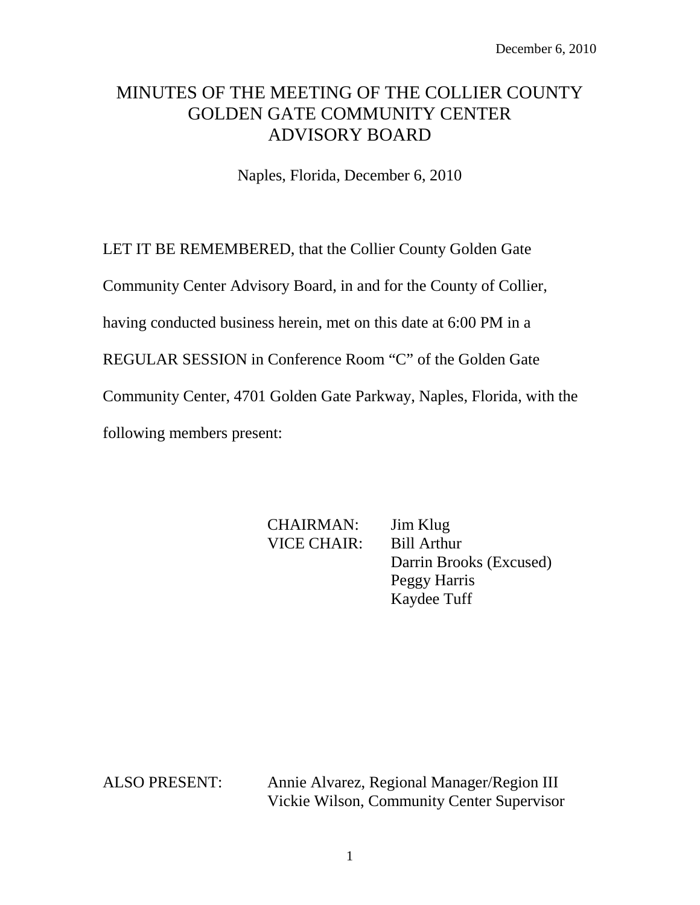December 6, 2010

# MINUTES OF THE MEETING OF THE COLLIER COUNTY GOLDEN GATE COMMUNITY CENTER ADVISORY BOARD

Naples, Florida, December 6, 2010

LET IT BE REMEMBERED, that the Collier County Golden Gate Community Center Advisory Board, in and for the County of Collier, having conducted business herein, met on this date at 6:00 PM in a REGULAR SESSION in Conference Room "C" of the Golden Gate Community Center, 4701 Golden Gate Parkway, Naples, Florida, with the following members present:

CHAIRMAN: Jim Klug
VICE CHAIR: Bill Arthur
Darrin Brooks (Excused)
Peggy Harris
Kaydee Tuff

ALSO PRESENT: Annie Alvarez, Regional Manager/Region III
Vickie Wilson, Community Center Supervisor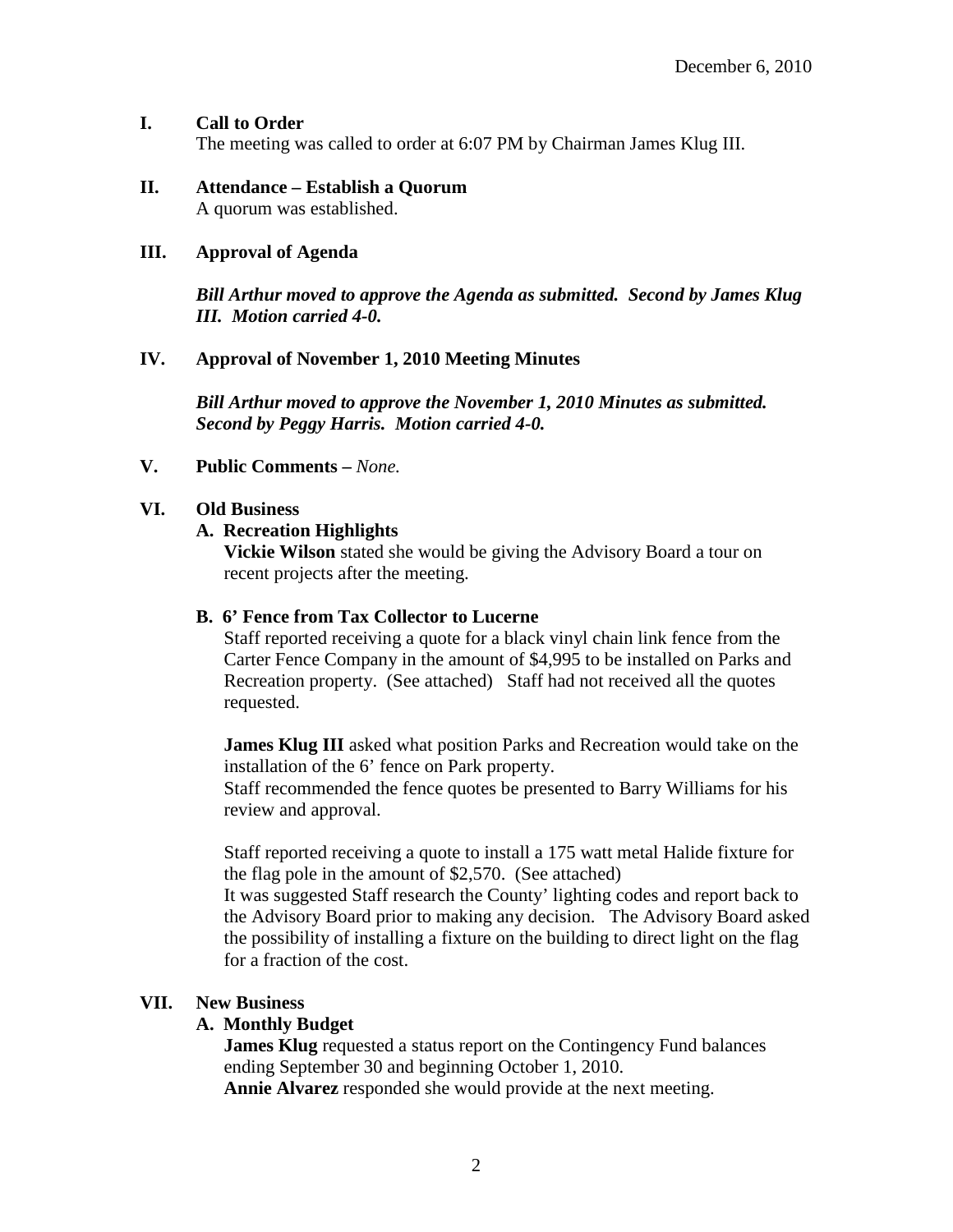December 6, 2010

## I. Call to Order

The meeting was called to order at 6:07 PM by Chairman James Klug III.

## II. Attendance – Establish a Quorum

A quorum was established.

## III. Approval of Agenda

***Bill Arthur moved to approve the Agenda as submitted. Second by James Klug III. Motion carried 4-0.***

## IV. Approval of November 1, 2010 Meeting Minutes

***Bill Arthur moved to approve the November 1, 2010 Minutes as submitted. Second by Peggy Harris. Motion carried 4-0.***

## V. Public Comments – *None.*

## VI. Old Business

### A. Recreation Highlights

**Vickie Wilson** stated she would be giving the Advisory Board a tour on recent projects after the meeting.

### B. 6' Fence from Tax Collector to Lucerne

Staff reported receiving a quote for a black vinyl chain link fence from the Carter Fence Company in the amount of $4,995 to be installed on Parks and Recreation property. (See attached) Staff had not received all the quotes requested.

**James Klug III** asked what position Parks and Recreation would take on the installation of the 6' fence on Park property.
Staff recommended the fence quotes be presented to Barry Williams for his review and approval.

Staff reported receiving a quote to install a 175 watt metal Halide fixture for the flag pole in the amount of $2,570. (See attached)
It was suggested Staff research the County' lighting codes and report back to the Advisory Board prior to making any decision. The Advisory Board asked the possibility of installing a fixture on the building to direct light on the flag for a fraction of the cost.

## VII. New Business

### A. Monthly Budget

**James Klug** requested a status report on the Contingency Fund balances ending September 30 and beginning October 1, 2010.
**Annie Alvarez** responded she would provide at the next meeting.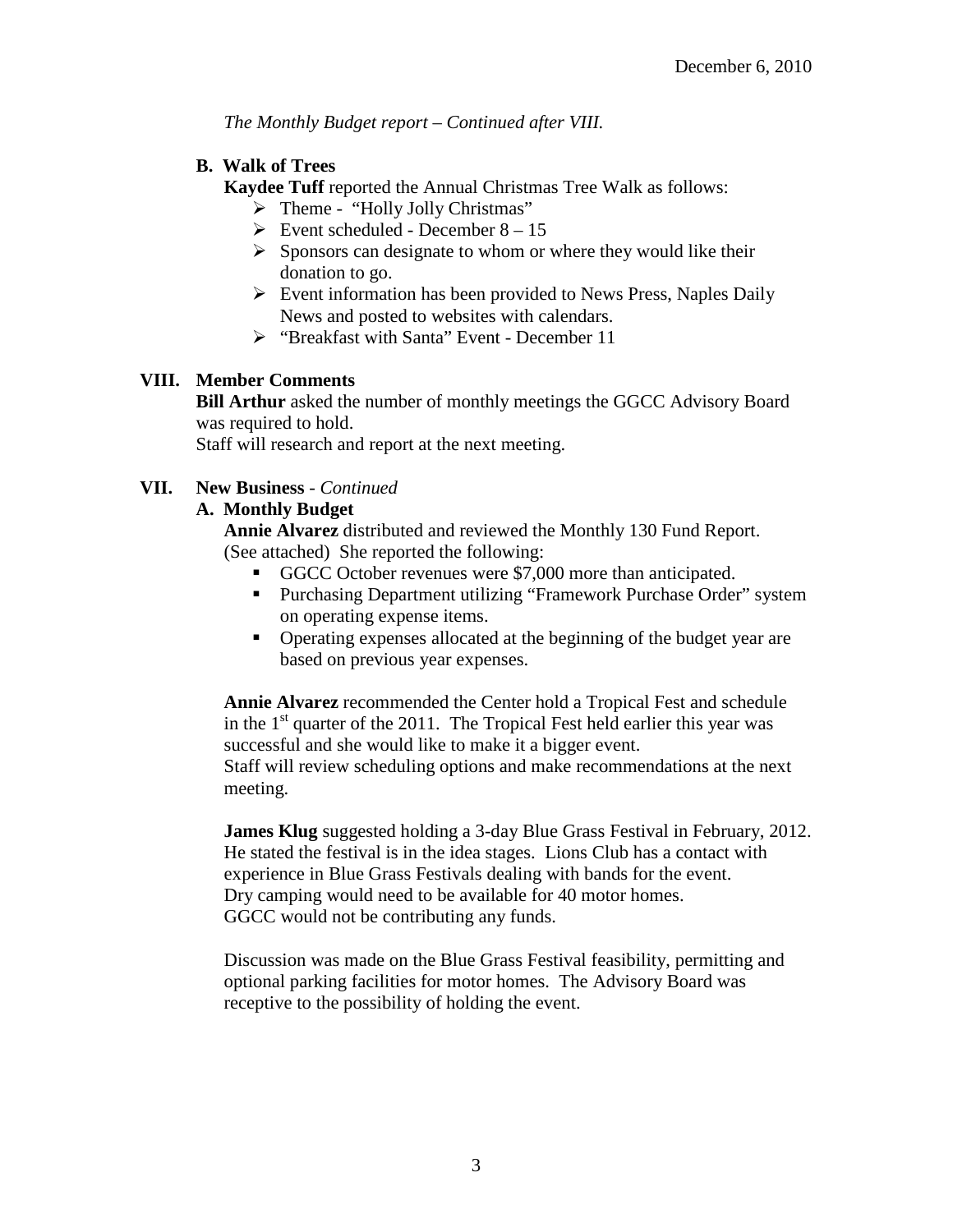December 6, 2010

*The Monthly Budget report – Continued after VIII.*

**B. Walk of Trees**

**Kaydee Tuff** reported the Annual Christmas Tree Walk as follows:

- Theme - "Holly Jolly Christmas"
- Event scheduled - December 8 – 15
- Sponsors can designate to whom or where they would like their donation to go.
- Event information has been provided to News Press, Naples Daily News and posted to websites with calendars.
- "Breakfast with Santa" Event - December 11

## VIII. Member Comments

**Bill Arthur** asked the number of monthly meetings the GGCC Advisory Board was required to hold.
Staff will research and report at the next meeting.

## VII. New Business - *Continued*

**A. Monthly Budget**

**Annie Alvarez** distributed and reviewed the Monthly 130 Fund Report. (See attached) She reported the following:

- GGCC October revenues were $7,000 more than anticipated.
- Purchasing Department utilizing "Framework Purchase Order" system on operating expense items.
- Operating expenses allocated at the beginning of the budget year are based on previous year expenses.

**Annie Alvarez** recommended the Center hold a Tropical Fest and schedule in the 1st quarter of the 2011. The Tropical Fest held earlier this year was successful and she would like to make it a bigger event.
Staff will review scheduling options and make recommendations at the next meeting.

**James Klug** suggested holding a 3-day Blue Grass Festival in February, 2012. He stated the festival is in the idea stages. Lions Club has a contact with experience in Blue Grass Festivals dealing with bands for the event.
Dry camping would need to be available for 40 motor homes.
GGCC would not be contributing any funds.

Discussion was made on the Blue Grass Festival feasibility, permitting and optional parking facilities for motor homes. The Advisory Board was receptive to the possibility of holding the event.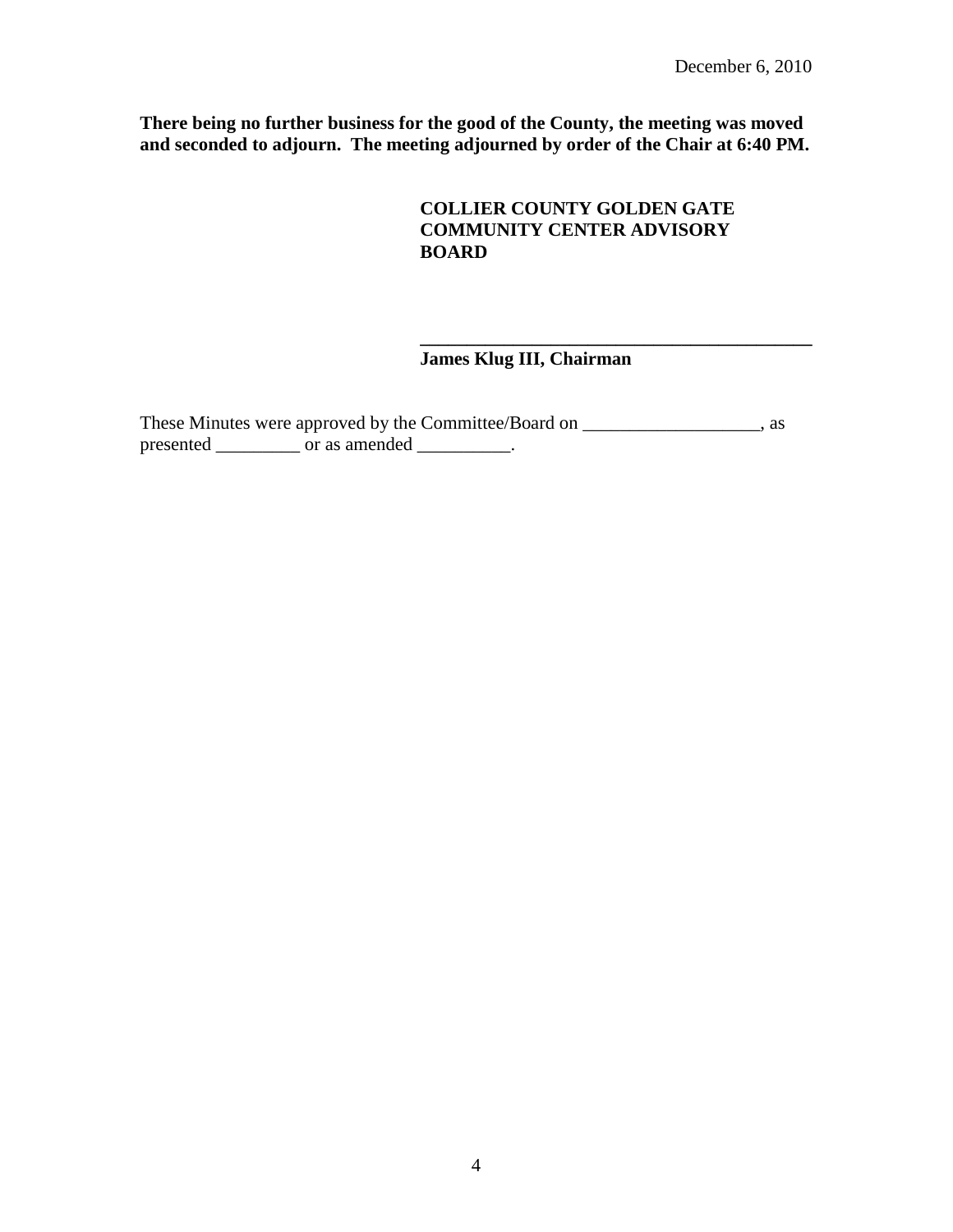**There being no further business for the good of the County, the meeting was moved and seconded to adjourn. The meeting adjourned by order of the Chair at 6:40 PM.**

**COLLIER COUNTY GOLDEN GATE COMMUNITY CENTER ADVISORY BOARD**

\_\_\_\_\_\_\_\_\_\_\_\_\_\_\_\_\_\_\_\_\_\_\_\_\_\_\_\_\_\_\_\_\_\_\_\_\_\_\_\_

**James Klug III, Chairman**

These Minutes were approved by the Committee/Board on \_\_\_\_\_\_\_\_\_\_\_\_\_\_\_\_\_\_\_, as presented \_\_\_\_\_\_\_\_\_ or as amended \_\_\_\_\_\_\_\_\_\_.